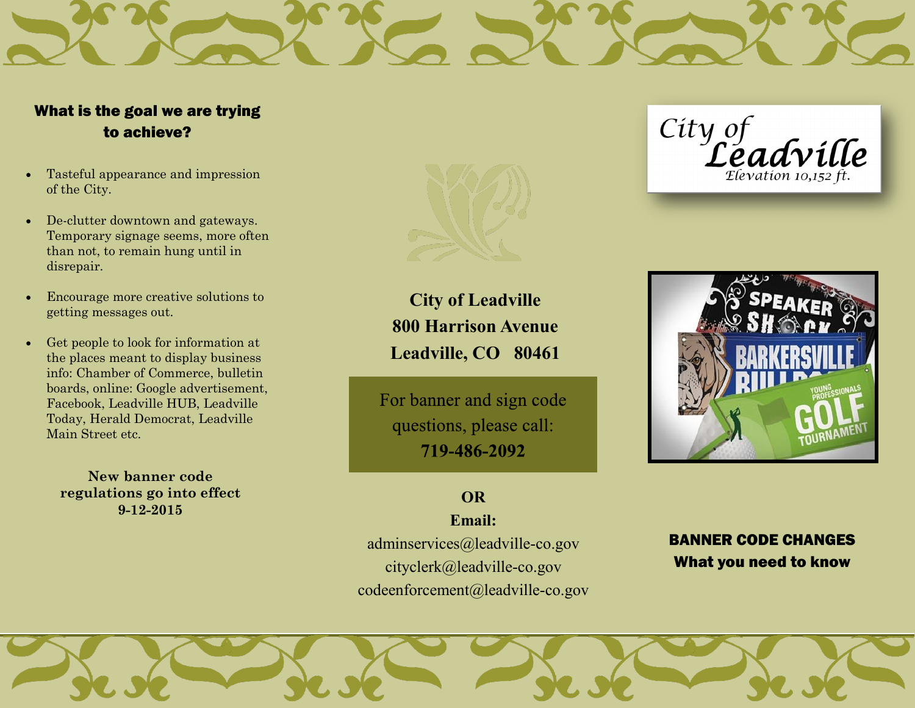## What is the goal we are trying to achieve?

- Tasteful appearance and impression of the City.
- De-clutter downtown and gateways. Temporary signage seems, more often than not, to remain hung until in disrepair.
- Encourage more creative solutions to getting messages out.
- Get people to look for information at the places meant to display business info: Chamber of Commerce, bulletin boards, online: Google advertisement, Facebook, Leadville HUB, Leadville Today, Herald Democrat, Leadville Main Street etc.

**New banner code regulations go into effect 9-12-2015**

**City of Leadville**
**800 Harrison Avenue**
**Leadville, CO 80461**

For banner and sign code questions, please call:
**719-486-2092**

**OR**

**Email:**
adminservices@leadville-co.gov
cityclerk@leadville-co.gov
codeenforcement@leadville-co.gov

City of Leadville
Elevation 10,152 ft.

## BANNER CODE CHANGES
## What you need to know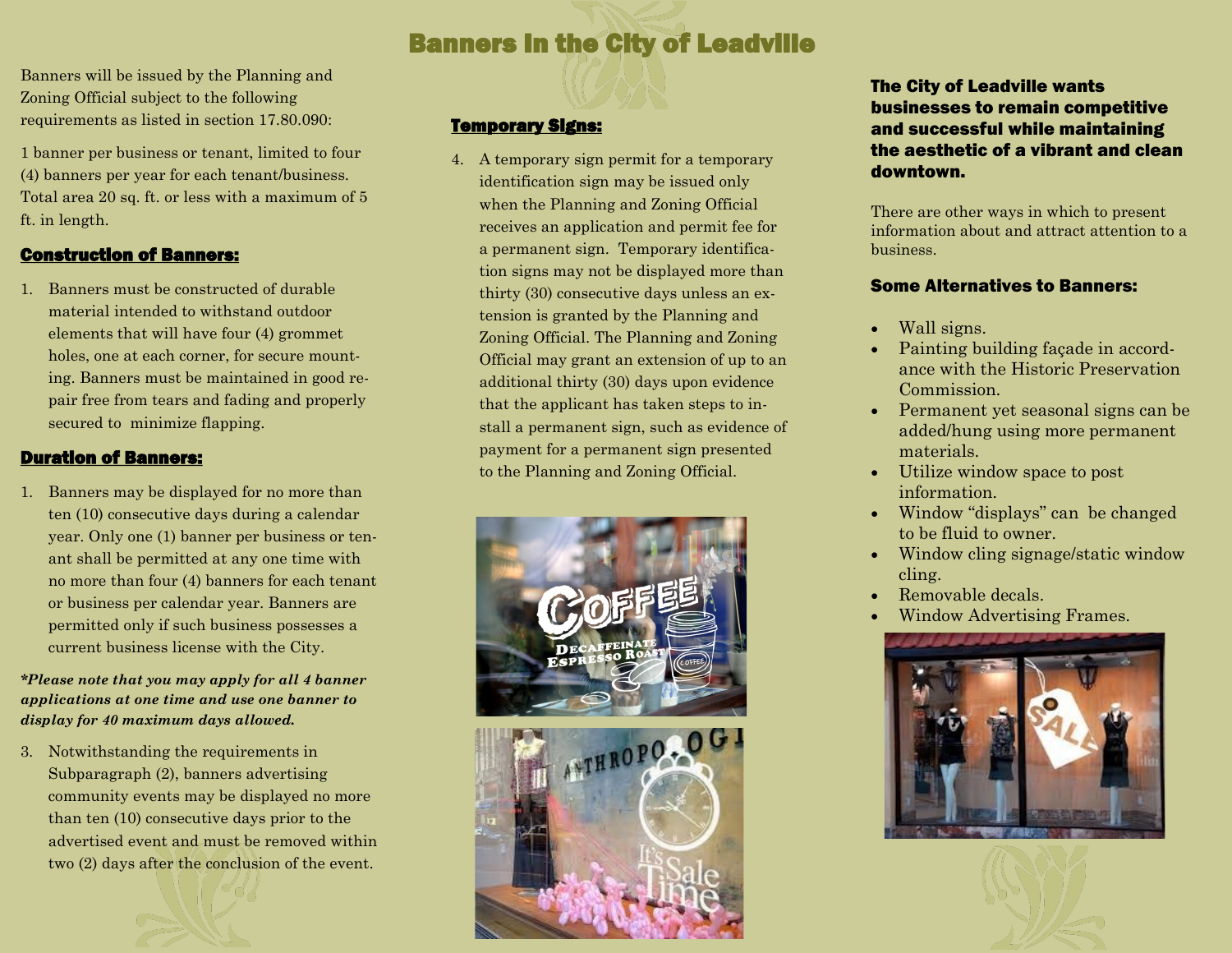# Banners in the City of Leadville

Banners will be issued by the Planning and Zoning Official subject to the following requirements as listed in section 17.80.090:

1 banner per business or tenant, limited to four (4) banners per year for each tenant/business. Total area 20 sq. ft. or less with a maximum of 5 ft. in length.

## Construction of Banners:

1. Banners must be constructed of durable material intended to withstand outdoor elements that will have four (4) grommet holes, one at each corner, for secure mounting. Banners must be maintained in good repair free from tears and fading and properly secured to minimize flapping.

## Duration of Banners:

1. Banners may be displayed for no more than ten (10) consecutive days during a calendar year. Only one (1) banner per business or tenant shall be permitted at any one time with no more than four (4) banners for each tenant or business per calendar year. Banners are permitted only if such business possesses a current business license with the City.

***Please note that you may apply for all 4 banner applications at one time and use one banner to display for 40 maximum days allowed.***

3. Notwithstanding the requirements in Subparagraph (2), banners advertising community events may be displayed no more than ten (10) consecutive days prior to the advertised event and must be removed within two (2) days after the conclusion of the event.

## Temporary Signs:

4. A temporary sign permit for a temporary identification sign may be issued only when the Planning and Zoning Official receives an application and permit fee for a permanent sign. Temporary identification signs may not be displayed more than thirty (30) consecutive days unless an extension is granted by the Planning and Zoning Official. The Planning and Zoning Official may grant an extension of up to an additional thirty (30) days upon evidence that the applicant has taken steps to install a permanent sign, such as evidence of payment for a permanent sign presented to the Planning and Zoning Official.

**The City of Leadville wants businesses to remain competitive and successful while maintaining the aesthetic of a vibrant and clean downtown.**

There are other ways in which to present information about and attract attention to a business.

### Some Alternatives to Banners:

- Wall signs.
- Painting building façade in accordance with the Historic Preservation Commission.
- Permanent yet seasonal signs can be added/hung using more permanent materials.
- Utilize window space to post information.
- Window "displays" can be changed to be fluid to owner.
- Window cling signage/static window cling.
- Removable decals.
- Window Advertising Frames.